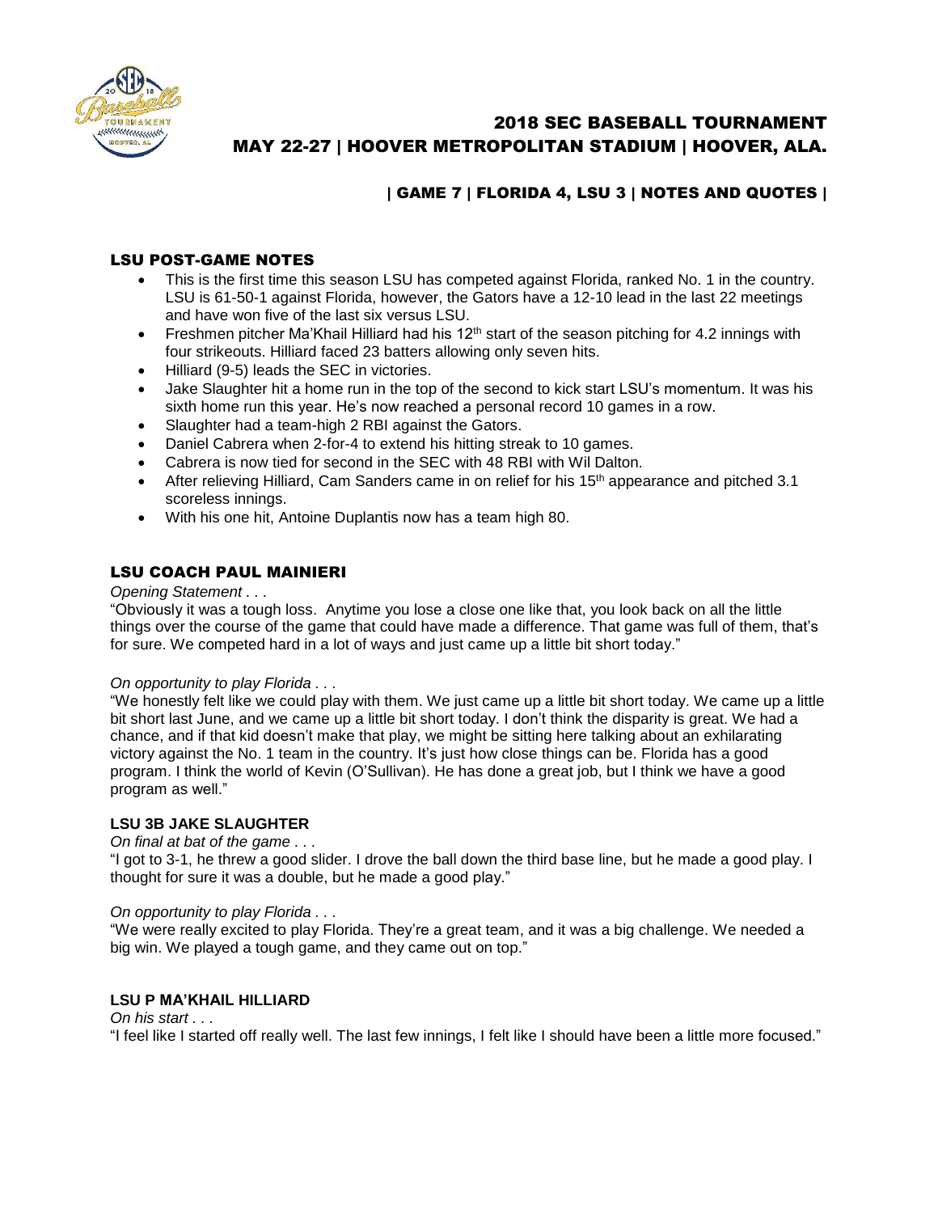# 2018 SEC BASEBALL TOURNAMENT

## MAY 22-27 | HOOVER METROPOLITAN STADIUM | HOOVER, ALA.

### | GAME 7 | FLORIDA 4, LSU 3 | NOTES AND QUOTES |

## LSU POST-GAME NOTES

- This is the first time this season LSU has competed against Florida, ranked No. 1 in the country. LSU is 61-50-1 against Florida, however, the Gators have a 12-10 lead in the last 22 meetings and have won five of the last six versus LSU.
- Freshmen pitcher Ma'Khail Hilliard had his 12th start of the season pitching for 4.2 innings with four strikeouts. Hilliard faced 23 batters allowing only seven hits.
- Hilliard (9-5) leads the SEC in victories.
- Jake Slaughter hit a home run in the top of the second to kick start LSU's momentum. It was his sixth home run this year. He's now reached a personal record 10 games in a row.
- Slaughter had a team-high 2 RBI against the Gators.
- Daniel Cabrera when 2-for-4 to extend his hitting streak to 10 games.
- Cabrera is now tied for second in the SEC with 48 RBI with Wil Dalton.
- After relieving Hilliard, Cam Sanders came in on relief for his 15th appearance and pitched 3.1 scoreless innings.
- With his one hit, Antoine Duplantis now has a team high 80.

## LSU COACH PAUL MAINIERI

*Opening Statement . . .*

"Obviously it was a tough loss. Anytime you lose a close one like that, you look back on all the little things over the course of the game that could have made a difference. That game was full of them, that's for sure. We competed hard in a lot of ways and just came up a little bit short today."

*On opportunity to play Florida . . .*

"We honestly felt like we could play with them. We just came up a little bit short today. We came up a little bit short last June, and we came up a little bit short today. I don't think the disparity is great. We had a chance, and if that kid doesn't make that play, we might be sitting here talking about an exhilarating victory against the No. 1 team in the country. It's just how close things can be. Florida has a good program. I think the world of Kevin (O'Sullivan). He has done a great job, but I think we have a good program as well."

### LSU 3B JAKE SLAUGHTER

*On final at bat of the game . . .*

"I got to 3-1, he threw a good slider. I drove the ball down the third base line, but he made a good play. I thought for sure it was a double, but he made a good play."

*On opportunity to play Florida . . .*

"We were really excited to play Florida. They're a great team, and it was a big challenge. We needed a big win. We played a tough game, and they came out on top."

### LSU P MA'KHAIL HILLIARD

*On his start . . .*

"I feel like I started off really well. The last few innings, I felt like I should have been a little more focused."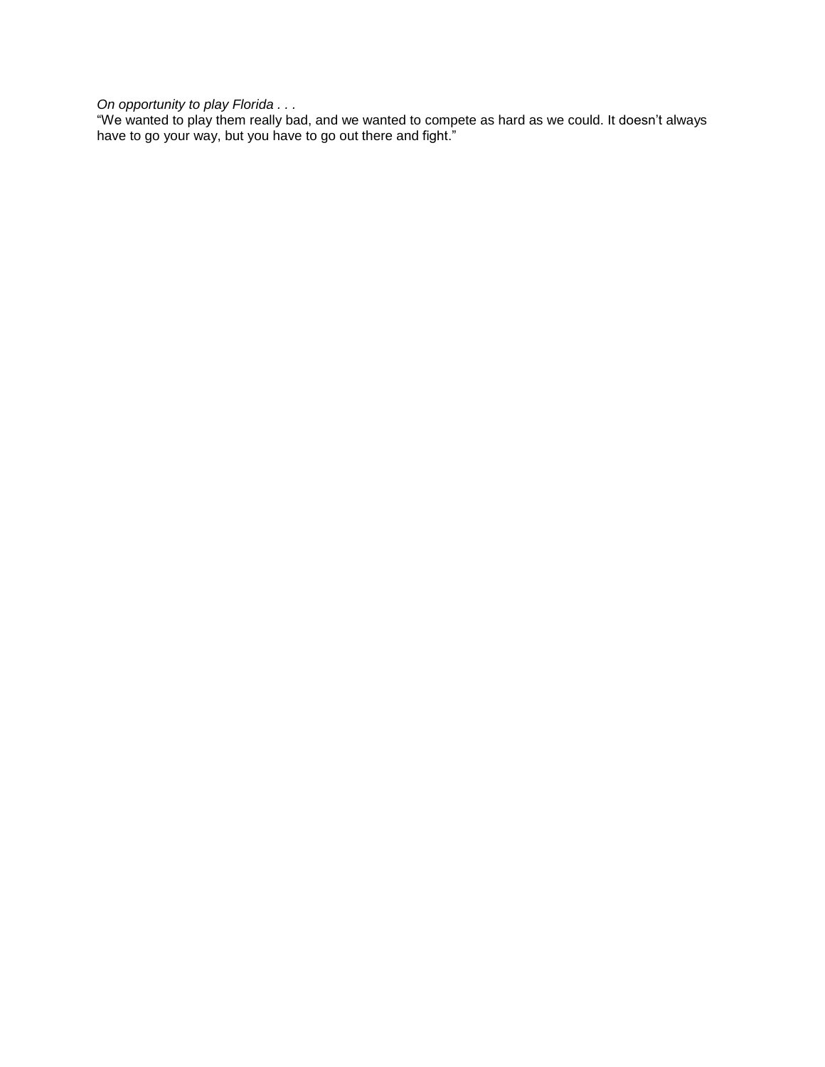*On opportunity to play Florida . . .*

"We wanted to play them really bad, and we wanted to compete as hard as we could. It doesn't always have to go your way, but you have to go out there and fight."